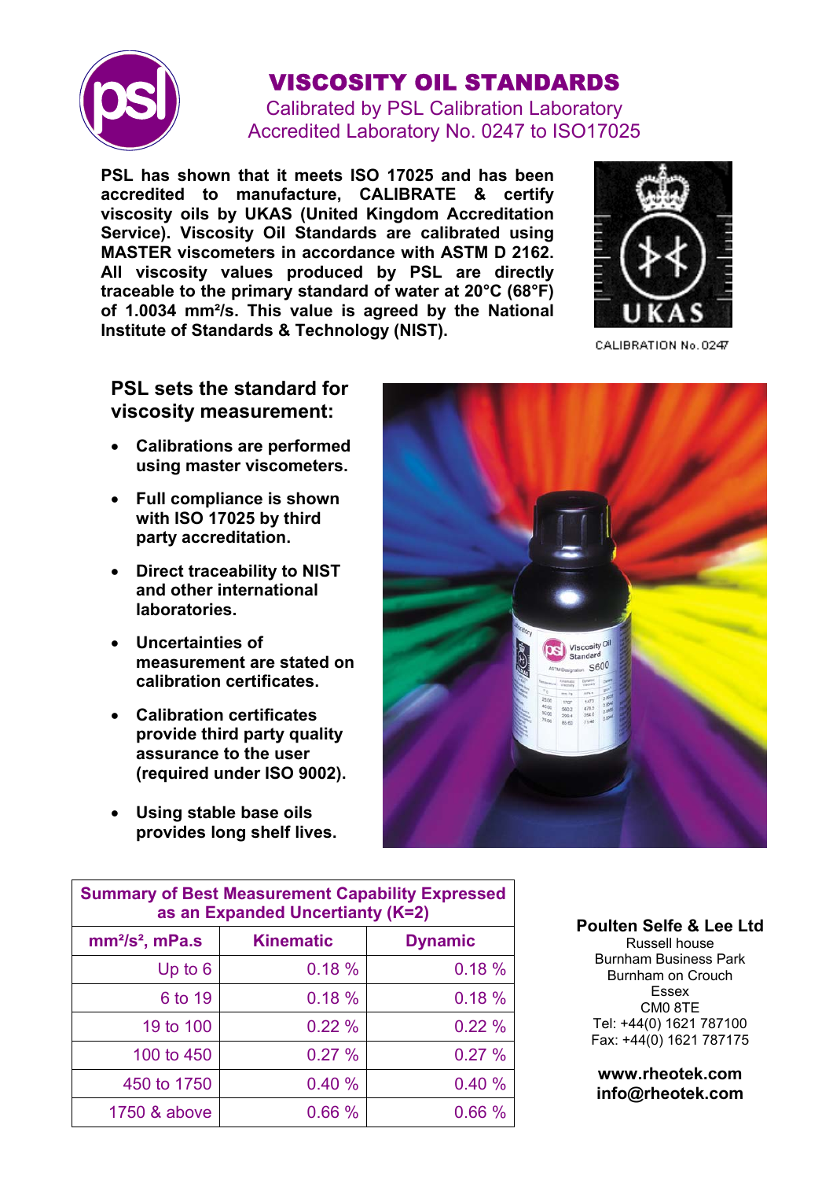# VISCOSITY OIL STANDARDS

Calibrated by PSL Calibration Laboratory
Accredited Laboratory No. 0247 to ISO17025

**PSL has shown that it meets ISO 17025 and has been accredited to manufacture, CALIBRATE & certify viscosity oils by UKAS (United Kingdom Accreditation Service). Viscosity Oil Standards are calibrated using MASTER viscometers in accordance with ASTM D 2162. All viscosity values produced by PSL are directly traceable to the primary standard of water at 20°C (68°F) of 1.0034 mm²/s. This value is agreed by the National Institute of Standards & Technology (NIST).**

CALIBRATION No. 0247

## PSL sets the standard for viscosity measurement:

- **Calibrations are performed using master viscometers.**
- **Full compliance is shown with ISO 17025 by third party accreditation.**
- **Direct traceability to NIST and other international laboratories.**
- **Uncertainties of measurement are stated on calibration certificates.**
- **Calibration certificates provide third party quality assurance to the user (required under ISO 9002).**
- **Using stable base oils provides long shelf lives.**

**Summary of Best Measurement Capability Expressed as an Expanded Uncertainty (K=2)**

| mm²/s², mPa.s | Kinematic | Dynamic |
|---|---|---|
| Up to 6 | 0.18 % | 0.18 % |
| 6 to 19 | 0.18 % | 0.18 % |
| 19 to 100 | 0.22 % | 0.22 % |
| 100 to 450 | 0.27 % | 0.27 % |
| 450 to 1750 | 0.40 % | 0.40 % |
| 1750 & above | 0.66 % | 0.66 % |

**Poulten Selfe & Lee Ltd**
Russell house
Burnham Business Park
Burnham on Crouch
Essex
CM0 8TE
Tel: +44(0) 1621 787100
Fax: +44(0) 1621 787175

**www.rheotek.com**
**info@rheotek.com**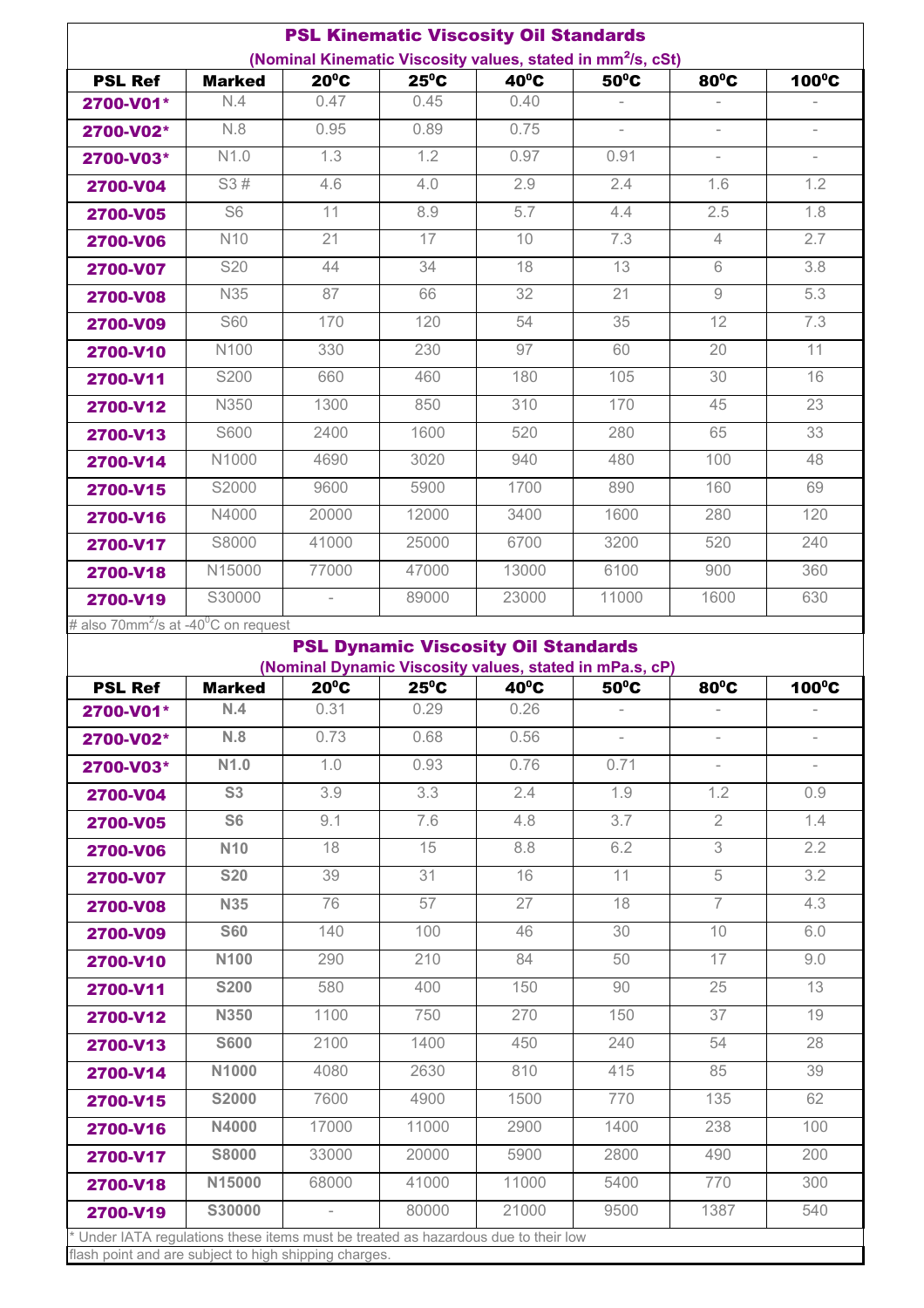## PSL Kinematic Viscosity Oil Standards

(Nominal Kinematic Viscosity values, stated in $mm^2/s$, cSt)

| PSL Ref | Marked | 20$^0$C | 25$^0$C | 40$^0$C | 50$^0$C | 80$^0$C | 100$^0$C |
|---|---|---|---|---|---|---|---|
| 2700-V01* | N.4 | 0.47 | 0.45 | 0.40 | - | - | - |
| 2700-V02* | N.8 | 0.95 | 0.89 | 0.75 | - | - | - |
| 2700-V03* | N1.0 | 1.3 | 1.2 | 0.97 | 0.91 | - | - |
| 2700-V04 | S3 # | 4.6 | 4.0 | 2.9 | 2.4 | 1.6 | 1.2 |
| 2700-V05 | S6 | 11 | 8.9 | 5.7 | 4.4 | 2.5 | 1.8 |
| 2700-V06 | N10 | 21 | 17 | 10 | 7.3 | 4 | 2.7 |
| 2700-V07 | S20 | 44 | 34 | 18 | 13 | 6 | 3.8 |
| 2700-V08 | N35 | 87 | 66 | 32 | 21 | 9 | 5.3 |
| 2700-V09 | S60 | 170 | 120 | 54 | 35 | 12 | 7.3 |
| 2700-V10 | N100 | 330 | 230 | 97 | 60 | 20 | 11 |
| 2700-V11 | S200 | 660 | 460 | 180 | 105 | 30 | 16 |
| 2700-V12 | N350 | 1300 | 850 | 310 | 170 | 45 | 23 |
| 2700-V13 | S600 | 2400 | 1600 | 520 | 280 | 65 | 33 |
| 2700-V14 | N1000 | 4690 | 3020 | 940 | 480 | 100 | 48 |
| 2700-V15 | S2000 | 9600 | 5900 | 1700 | 890 | 160 | 69 |
| 2700-V16 | N4000 | 20000 | 12000 | 3400 | 1600 | 280 | 120 |
| 2700-V17 | S8000 | 41000 | 25000 | 6700 | 3200 | 520 | 240 |
| 2700-V18 | N15000 | 77000 | 47000 | 13000 | 6100 | 900 | 360 |
| 2700-V19 | S30000 | - | 89000 | 23000 | 11000 | 1600 | 630 |

# also $70mm^2/s$ at -40$^0$C on request

## PSL Dynamic Viscosity Oil Standards

(Nominal Dynamic Viscosity values, stated in mPa.s, cP)

| PSL Ref | Marked | 20$^0$C | 25$^0$C | 40$^0$C | 50$^0$C | 80$^0$C | 100$^0$C |
|---|---|---|---|---|---|---|---|
| 2700-V01* | N.4 | 0.31 | 0.29 | 0.26 | - | - | - |
| 2700-V02* | N.8 | 0.73 | 0.68 | 0.56 | - | - | - |
| 2700-V03* | N1.0 | 1.0 | 0.93 | 0.76 | 0.71 | - | - |
| 2700-V04 | S3 | 3.9 | 3.3 | 2.4 | 1.9 | 1.2 | 0.9 |
| 2700-V05 | S6 | 9.1 | 7.6 | 4.8 | 3.7 | 2 | 1.4 |
| 2700-V06 | N10 | 18 | 15 | 8.8 | 6.2 | 3 | 2.2 |
| 2700-V07 | S20 | 39 | 31 | 16 | 11 | 5 | 3.2 |
| 2700-V08 | N35 | 76 | 57 | 27 | 18 | 7 | 4.3 |
| 2700-V09 | S60 | 140 | 100 | 46 | 30 | 10 | 6.0 |
| 2700-V10 | N100 | 290 | 210 | 84 | 50 | 17 | 9.0 |
| 2700-V11 | S200 | 580 | 400 | 150 | 90 | 25 | 13 |
| 2700-V12 | N350 | 1100 | 750 | 270 | 150 | 37 | 19 |
| 2700-V13 | S600 | 2100 | 1400 | 450 | 240 | 54 | 28 |
| 2700-V14 | N1000 | 4080 | 2630 | 810 | 415 | 85 | 39 |
| 2700-V15 | S2000 | 7600 | 4900 | 1500 | 770 | 135 | 62 |
| 2700-V16 | N4000 | 17000 | 11000 | 2900 | 1400 | 238 | 100 |
| 2700-V17 | S8000 | 33000 | 20000 | 5900 | 2800 | 490 | 200 |
| 2700-V18 | N15000 | 68000 | 41000 | 11000 | 5400 | 770 | 300 |
| 2700-V19 | S30000 | - | 80000 | 21000 | 9500 | 1387 | 540 |

* Under IATA regulations these items must be treated as hazardous due to their low flash point and are subject to high shipping charges.